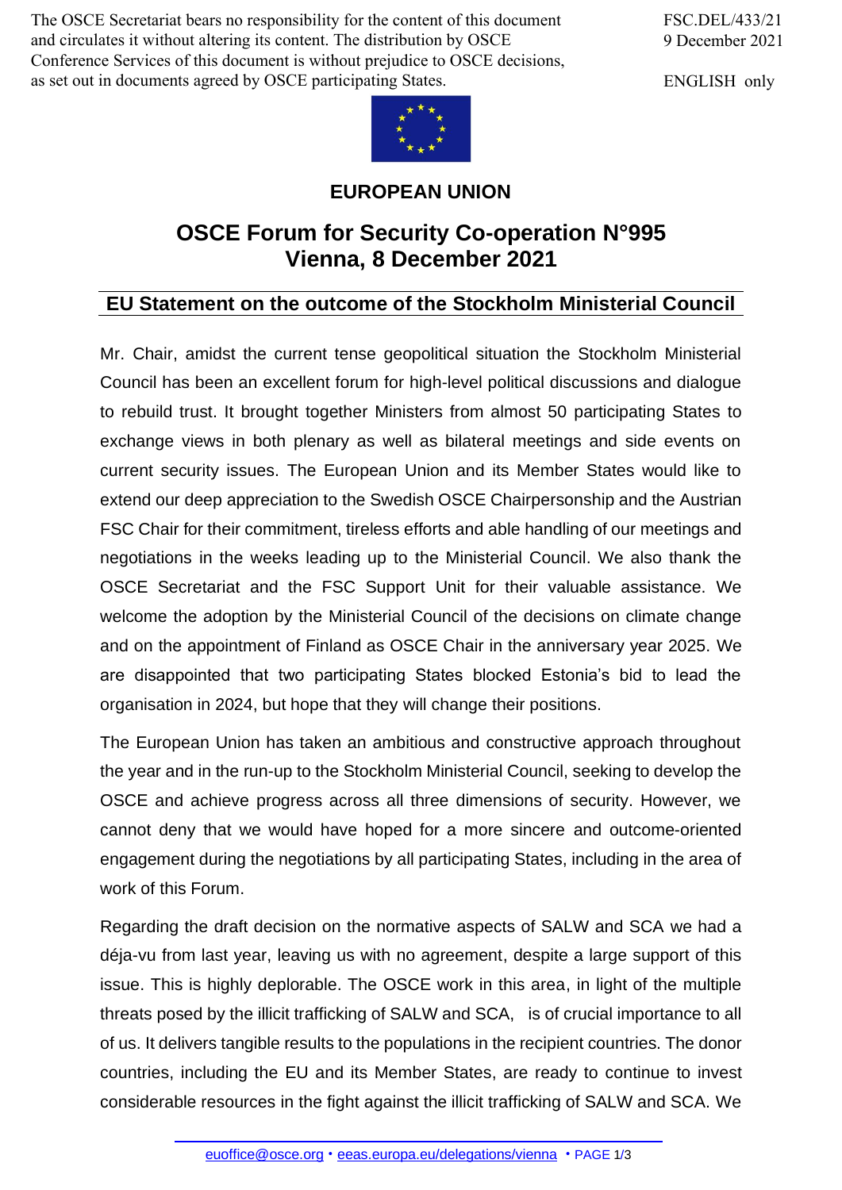The OSCE Secretariat bears no responsibility for the content of this document and circulates it without altering its content. The distribution by OSCE Conference Services of this document is without prejudice to OSCE decisions, as set out in documents agreed by OSCE participating States.

FSC.DEL/433/21
9 December 2021

ENGLISH only

**EUROPEAN UNION**

# OSCE Forum for Security Co-operation N°995
# Vienna, 8 December 2021

## EU Statement on the outcome of the Stockholm Ministerial Council

Mr. Chair, amidst the current tense geopolitical situation the Stockholm Ministerial Council has been an excellent forum for high-level political discussions and dialogue to rebuild trust. It brought together Ministers from almost 50 participating States to exchange views in both plenary as well as bilateral meetings and side events on current security issues. The European Union and its Member States would like to extend our deep appreciation to the Swedish OSCE Chairpersonship and the Austrian FSC Chair for their commitment, tireless efforts and able handling of our meetings and negotiations in the weeks leading up to the Ministerial Council. We also thank the OSCE Secretariat and the FSC Support Unit for their valuable assistance. We welcome the adoption by the Ministerial Council of the decisions on climate change and on the appointment of Finland as OSCE Chair in the anniversary year 2025. We are disappointed that two participating States blocked Estonia's bid to lead the organisation in 2024, but hope that they will change their positions.

The European Union has taken an ambitious and constructive approach throughout the year and in the run-up to the Stockholm Ministerial Council, seeking to develop the OSCE and achieve progress across all three dimensions of security. However, we cannot deny that we would have hoped for a more sincere and outcome-oriented engagement during the negotiations by all participating States, including in the area of work of this Forum.

Regarding the draft decision on the normative aspects of SALW and SCA we had a déja-vu from last year, leaving us with no agreement, despite a large support of this issue. This is highly deplorable. The OSCE work in this area, in light of the multiple threats posed by the illicit trafficking of SALW and SCA, is of crucial importance to all of us. It delivers tangible results to the populations in the recipient countries. The donor countries, including the EU and its Member States, are ready to continue to invest considerable resources in the fight against the illicit trafficking of SALW and SCA. We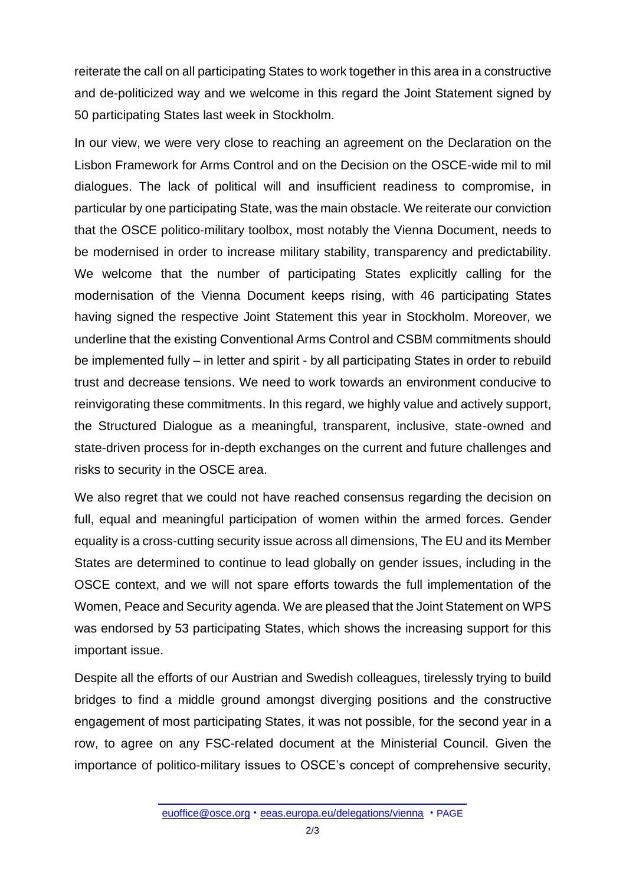reiterate the call on all participating States to work together in this area in a constructive and de-politicized way and we welcome in this regard the Joint Statement signed by 50 participating States last week in Stockholm.

In our view, we were very close to reaching an agreement on the Declaration on the Lisbon Framework for Arms Control and on the Decision on the OSCE-wide mil to mil dialogues. The lack of political will and insufficient readiness to compromise, in particular by one participating State, was the main obstacle. We reiterate our conviction that the OSCE politico-military toolbox, most notably the Vienna Document, needs to be modernised in order to increase military stability, transparency and predictability. We welcome that the number of participating States explicitly calling for the modernisation of the Vienna Document keeps rising, with 46 participating States having signed the respective Joint Statement this year in Stockholm. Moreover, we underline that the existing Conventional Arms Control and CSBM commitments should be implemented fully – in letter and spirit - by all participating States in order to rebuild trust and decrease tensions. We need to work towards an environment conducive to reinvigorating these commitments. In this regard, we highly value and actively support, the Structured Dialogue as a meaningful, transparent, inclusive, state-owned and state-driven process for in-depth exchanges on the current and future challenges and risks to security in the OSCE area.

We also regret that we could not have reached consensus regarding the decision on full, equal and meaningful participation of women within the armed forces. Gender equality is a cross-cutting security issue across all dimensions, The EU and its Member States are determined to continue to lead globally on gender issues, including in the OSCE context, and we will not spare efforts towards the full implementation of the Women, Peace and Security agenda. We are pleased that the Joint Statement on WPS was endorsed by 53 participating States, which shows the increasing support for this important issue.

Despite all the efforts of our Austrian and Swedish colleagues, tirelessly trying to build bridges to find a middle ground amongst diverging positions and the constructive engagement of most participating States, it was not possible, for the second year in a row, to agree on any FSC-related document at the Ministerial Council. Given the importance of politico-military issues to OSCE's concept of comprehensive security,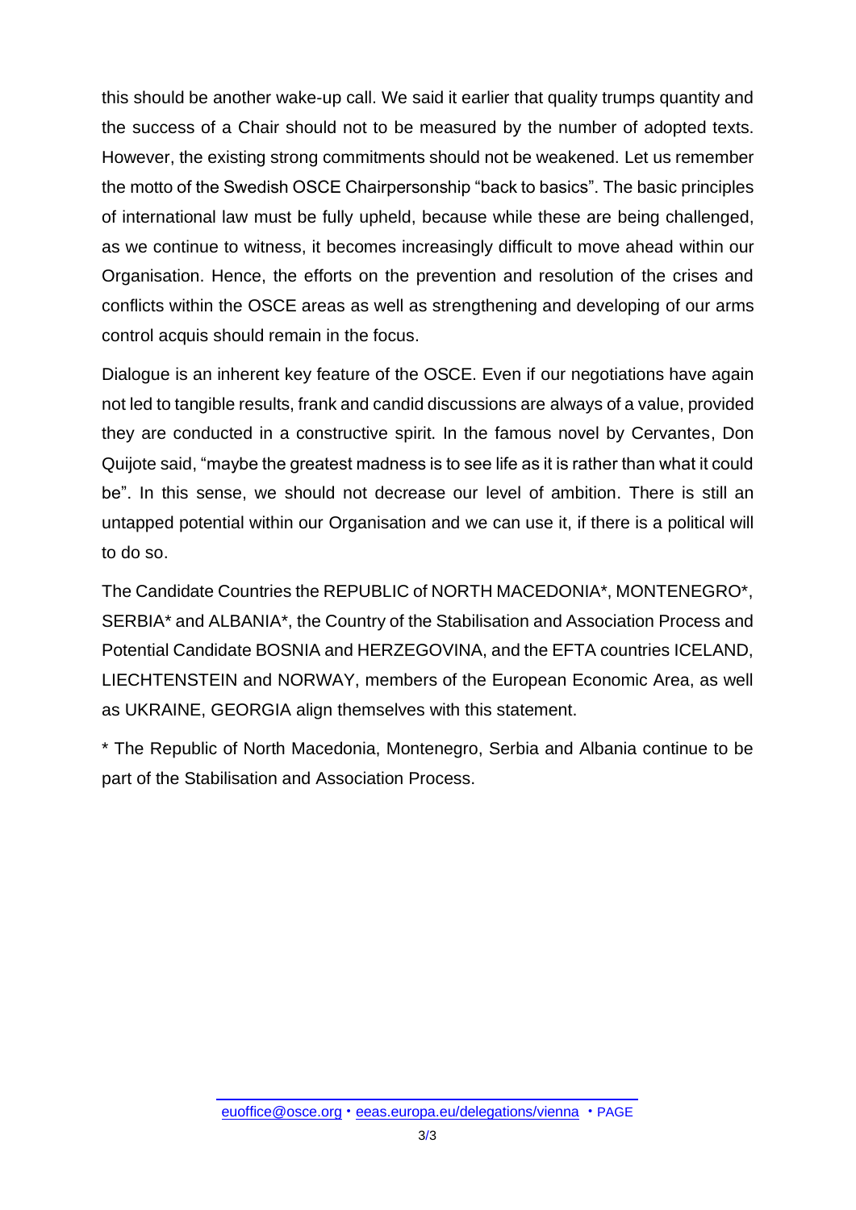this should be another wake-up call. We said it earlier that quality trumps quantity and the success of a Chair should not to be measured by the number of adopted texts. However, the existing strong commitments should not be weakened. Let us remember the motto of the Swedish OSCE Chairpersonship "back to basics". The basic principles of international law must be fully upheld, because while these are being challenged, as we continue to witness, it becomes increasingly difficult to move ahead within our Organisation. Hence, the efforts on the prevention and resolution of the crises and conflicts within the OSCE areas as well as strengthening and developing of our arms control acquis should remain in the focus.

Dialogue is an inherent key feature of the OSCE. Even if our negotiations have again not led to tangible results, frank and candid discussions are always of a value, provided they are conducted in a constructive spirit. In the famous novel by Cervantes, Don Quijote said, "maybe the greatest madness is to see life as it is rather than what it could be". In this sense, we should not decrease our level of ambition. There is still an untapped potential within our Organisation and we can use it, if there is a political will to do so.

The Candidate Countries the REPUBLIC of NORTH MACEDONIA*, MONTENEGRO*, SERBIA* and ALBANIA*, the Country of the Stabilisation and Association Process and Potential Candidate BOSNIA and HERZEGOVINA, and the EFTA countries ICELAND, LIECHTENSTEIN and NORWAY, members of the European Economic Area, as well as UKRAINE, GEORGIA align themselves with this statement.

* The Republic of North Macedonia, Montenegro, Serbia and Albania continue to be part of the Stabilisation and Association Process.